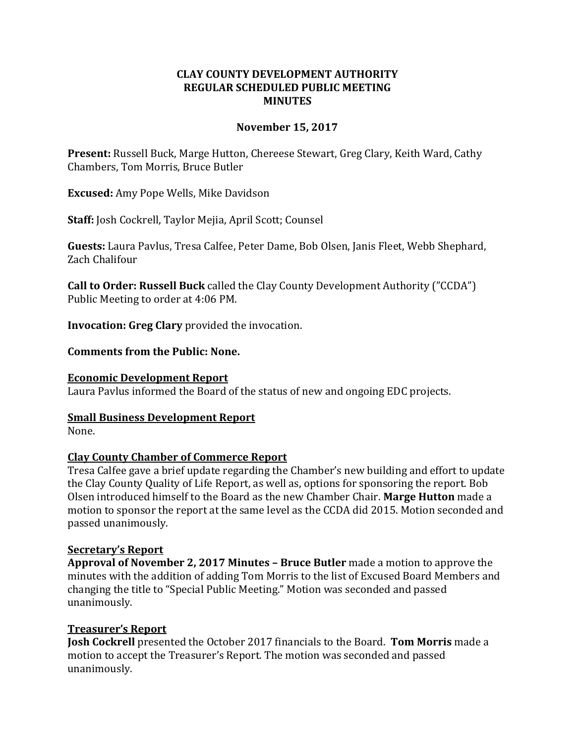# CLAY COUNTY DEVELOPMENT AUTHORITY
## REGULAR SCHEDULED PUBLIC MEETING
## MINUTES

**November 15, 2017**

**Present:** Russell Buck, Marge Hutton, Chereese Stewart, Greg Clary, Keith Ward, Cathy Chambers, Tom Morris, Bruce Butler

**Excused:** Amy Pope Wells, Mike Davidson

**Staff:** Josh Cockrell, Taylor Mejia, April Scott; Counsel

**Guests:** Laura Pavlus, Tresa Calfee, Peter Dame, Bob Olsen, Janis Fleet, Webb Shephard, Zach Chalifour

**Call to Order: Russell Buck** called the Clay County Development Authority ("CCDA") Public Meeting to order at 4:06 PM.

**Invocation: Greg Clary** provided the invocation.

**Comments from the Public: None.**

**Economic Development Report**

Laura Pavlus informed the Board of the status of new and ongoing EDC projects.

**Small Business Development Report**

None.

**Clay County Chamber of Commerce Report**

Tresa Calfee gave a brief update regarding the Chamber's new building and effort to update the Clay County Quality of Life Report, as well as, options for sponsoring the report. Bob Olsen introduced himself to the Board as the new Chamber Chair. **Marge Hutton** made a motion to sponsor the report at the same level as the CCDA did 2015. Motion seconded and passed unanimously.

**Secretary's Report**

**Approval of November 2, 2017 Minutes – Bruce Butler** made a motion to approve the minutes with the addition of adding Tom Morris to the list of Excused Board Members and changing the title to "Special Public Meeting." Motion was seconded and passed unanimously.

**Treasurer's Report**

**Josh Cockrell** presented the October 2017 financials to the Board. **Tom Morris** made a motion to accept the Treasurer's Report. The motion was seconded and passed unanimously.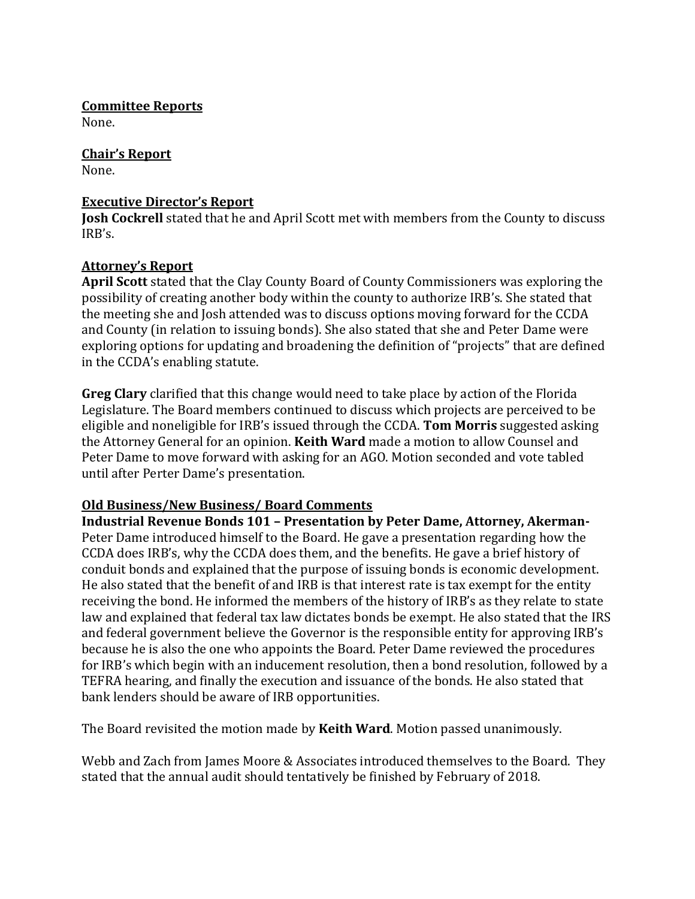**Committee Reports**
None.

**Chair's Report**
None.

**Executive Director's Report**
**Josh Cockrell** stated that he and April Scott met with members from the County to discuss IRB's.

**Attorney's Report**
**April Scott** stated that the Clay County Board of County Commissioners was exploring the possibility of creating another body within the county to authorize IRB's. She stated that the meeting she and Josh attended was to discuss options moving forward for the CCDA and County (in relation to issuing bonds). She also stated that she and Peter Dame were exploring options for updating and broadening the definition of "projects" that are defined in the CCDA's enabling statute.

**Greg Clary** clarified that this change would need to take place by action of the Florida Legislature. The Board members continued to discuss which projects are perceived to be eligible and noneligible for IRB's issued through the CCDA. **Tom Morris** suggested asking the Attorney General for an opinion. **Keith Ward** made a motion to allow Counsel and Peter Dame to move forward with asking for an AGO. Motion seconded and vote tabled until after Perter Dame's presentation.

**Old Business/New Business/ Board Comments**
**Industrial Revenue Bonds 101 – Presentation by Peter Dame, Attorney, Akerman-** Peter Dame introduced himself to the Board. He gave a presentation regarding how the CCDA does IRB's, why the CCDA does them, and the benefits. He gave a brief history of conduit bonds and explained that the purpose of issuing bonds is economic development. He also stated that the benefit of and IRB is that interest rate is tax exempt for the entity receiving the bond. He informed the members of the history of IRB's as they relate to state law and explained that federal tax law dictates bonds be exempt. He also stated that the IRS and federal government believe the Governor is the responsible entity for approving IRB's because he is also the one who appoints the Board. Peter Dame reviewed the procedures for IRB's which begin with an inducement resolution, then a bond resolution, followed by a TEFRA hearing, and finally the execution and issuance of the bonds. He also stated that bank lenders should be aware of IRB opportunities.

The Board revisited the motion made by **Keith Ward**. Motion passed unanimously.

Webb and Zach from James Moore & Associates introduced themselves to the Board. They stated that the annual audit should tentatively be finished by February of 2018.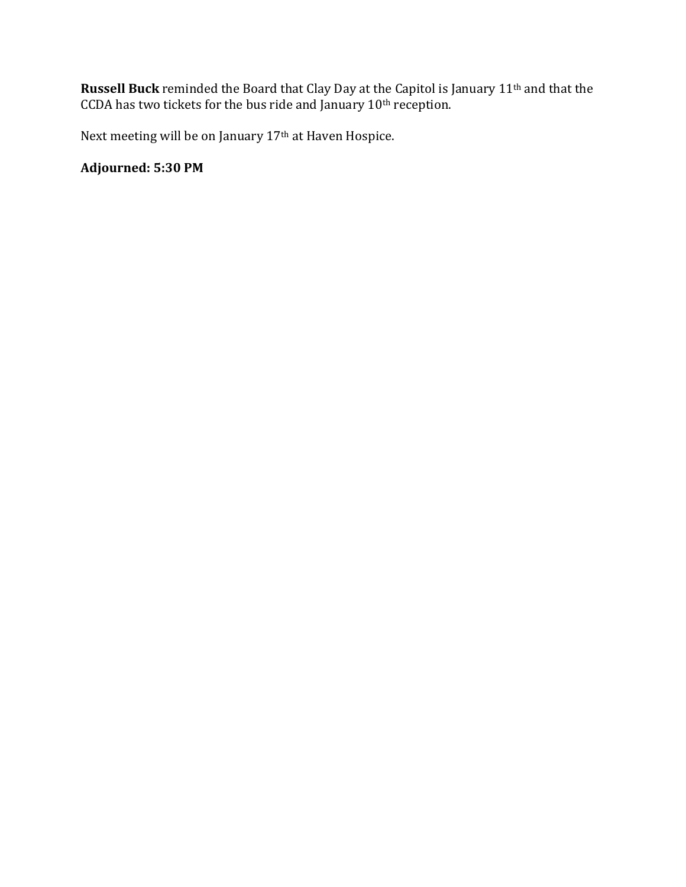**Russell Buck** reminded the Board that Clay Day at the Capitol is January 11th and that the CCDA has two tickets for the bus ride and January 10th reception.

Next meeting will be on January 17th at Haven Hospice.

**Adjourned: 5:30 PM**